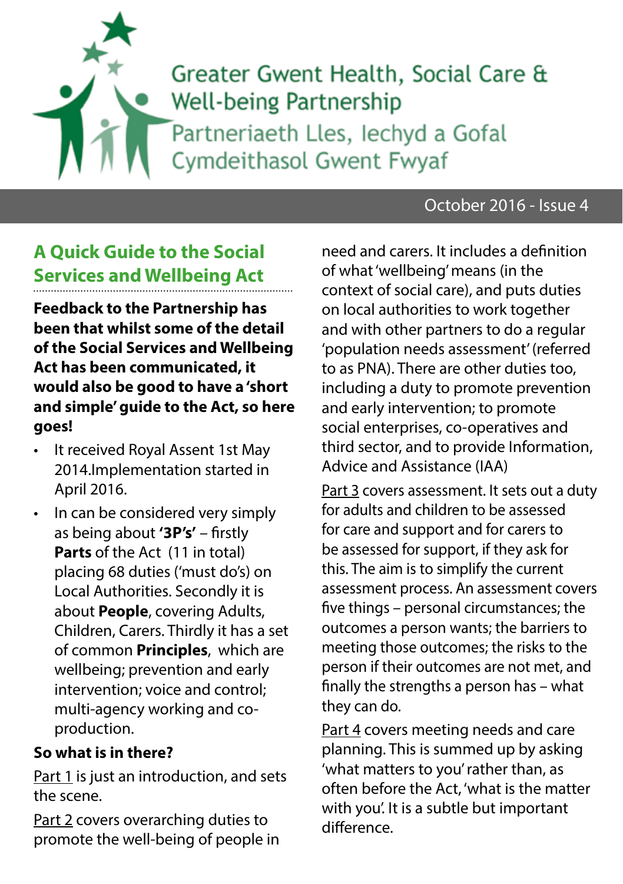Greater Gwent Health, Social Care & Well-being Partnership

Partneriaeth Lles, Iechyd a Gofal Cymdeithasol Gwent Fwyaf

October 2016 - Issue 4

## A Quick Guide to the Social Services and Wellbeing Act

**Feedback to the Partnership has been that whilst some of the detail of the Social Services and Wellbeing Act has been communicated, it would also be good to have a 'short and simple' guide to the Act, so here goes!**

- It received Royal Assent 1st May 2014.Implementation started in April 2016.
- In can be considered very simply as being about **'3P's'** – firstly **Parts** of the Act (11 in total) placing 68 duties ('must do's) on Local Authorities. Secondly it is about **People**, covering Adults, Children, Carers. Thirdly it has a set of common **Principles**, which are wellbeing; prevention and early intervention; voice and control; multi-agency working and co-production.

**So what is in there?**

Part 1 is just an introduction, and sets the scene.

Part 2 covers overarching duties to promote the well-being of people in need and carers. It includes a definition of what 'wellbeing' means (in the context of social care), and puts duties on local authorities to work together and with other partners to do a regular 'population needs assessment' (referred to as PNA). There are other duties too, including a duty to promote prevention and early intervention; to promote social enterprises, co-operatives and third sector, and to provide Information, Advice and Assistance (IAA)

Part 3 covers assessment. It sets out a duty for adults and children to be assessed for care and support and for carers to be assessed for support, if they ask for this. The aim is to simplify the current assessment process. An assessment covers five things – personal circumstances; the outcomes a person wants; the barriers to meeting those outcomes; the risks to the person if their outcomes are not met, and finally the strengths a person has – what they can do.

Part 4 covers meeting needs and care planning. This is summed up by asking 'what matters to you' rather than, as often before the Act, 'what is the matter with you'. It is a subtle but important difference.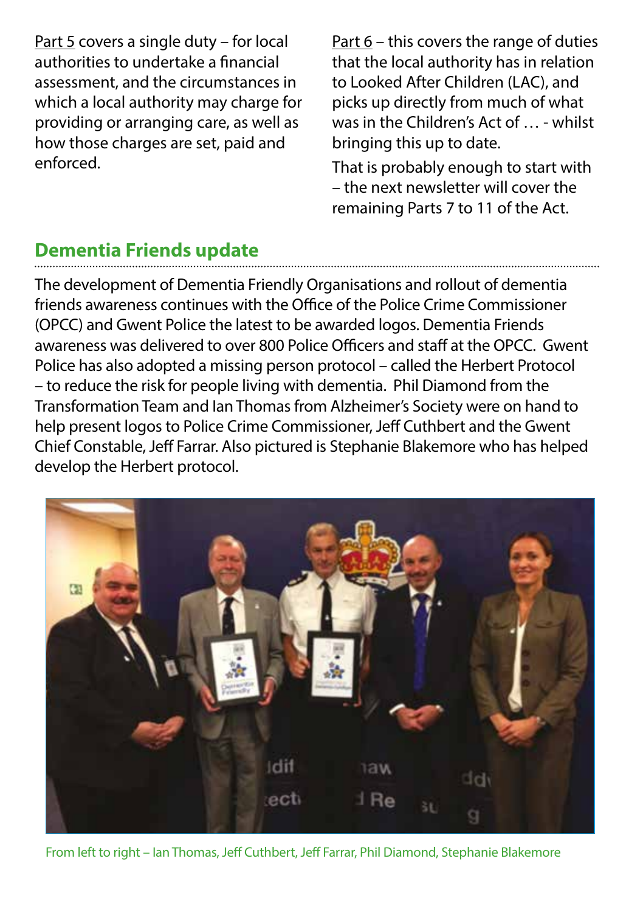Part 5 covers a single duty – for local authorities to undertake a financial assessment, and the circumstances in which a local authority may charge for providing or arranging care, as well as how those charges are set, paid and enforced.

Part 6 – this covers the range of duties that the local authority has in relation to Looked After Children (LAC), and picks up directly from much of what was in the Children's Act of … - whilst bringing this up to date.

That is probably enough to start with – the next newsletter will cover the remaining Parts 7 to 11 of the Act.

## Dementia Friends update

The development of Dementia Friendly Organisations and rollout of dementia friends awareness continues with the Office of the Police Crime Commissioner (OPCC) and Gwent Police the latest to be awarded logos. Dementia Friends awareness was delivered to over 800 Police Officers and staff at the OPCC. Gwent Police has also adopted a missing person protocol – called the Herbert Protocol – to reduce the risk for people living with dementia. Phil Diamond from the Transformation Team and Ian Thomas from Alzheimer's Society were on hand to help present logos to Police Crime Commissioner, Jeff Cuthbert and the Gwent Chief Constable, Jeff Farrar. Also pictured is Stephanie Blakemore who has helped develop the Herbert protocol.

From left to right – Ian Thomas, Jeff Cuthbert, Jeff Farrar, Phil Diamond, Stephanie Blakemore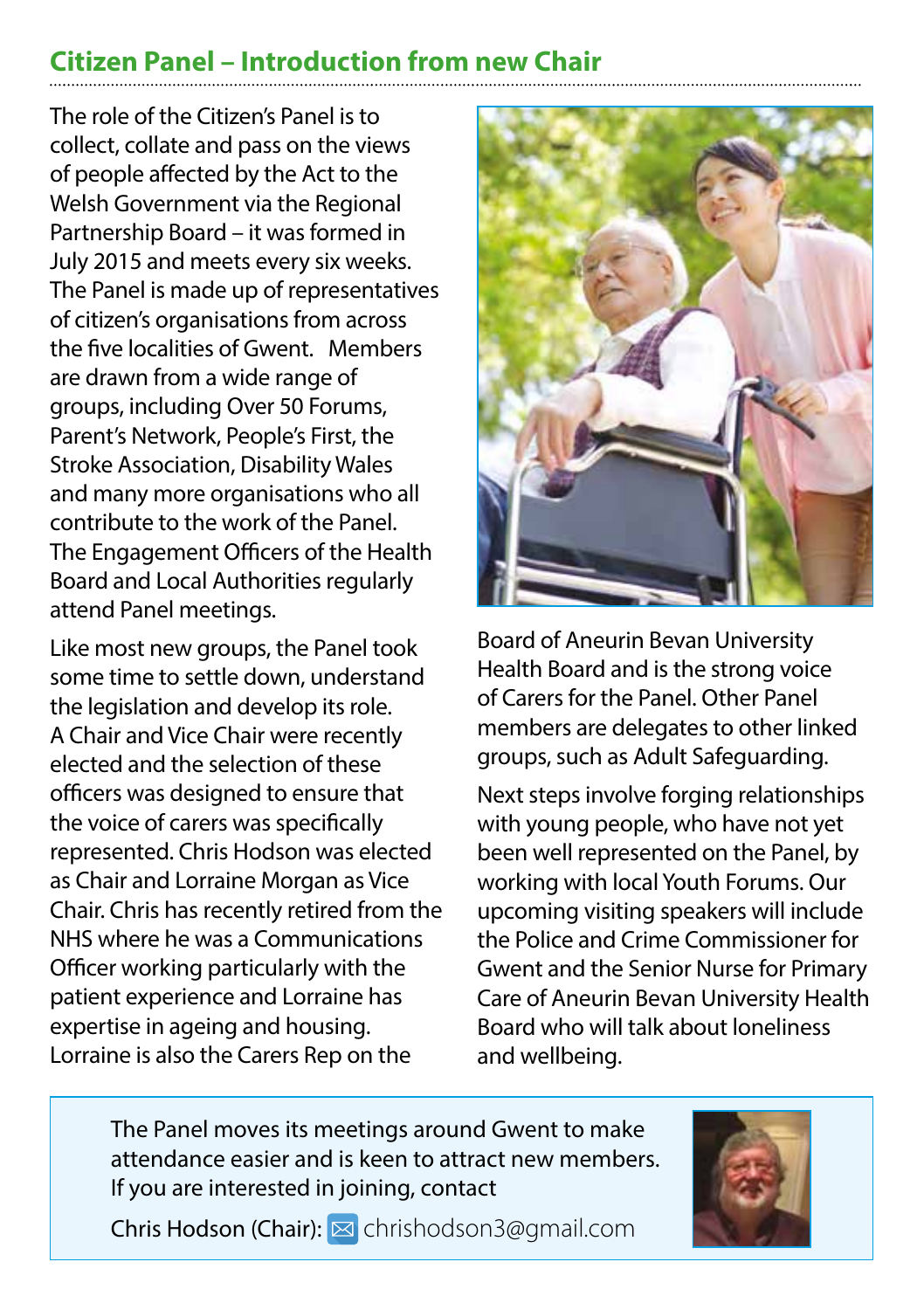## Citizen Panel – Introduction from new Chair

The role of the Citizen's Panel is to collect, collate and pass on the views of people affected by the Act to the Welsh Government via the Regional Partnership Board – it was formed in July 2015 and meets every six weeks. The Panel is made up of representatives of citizen's organisations from across the five localities of Gwent. Members are drawn from a wide range of groups, including Over 50 Forums, Parent's Network, People's First, the Stroke Association, Disability Wales and many more organisations who all contribute to the work of the Panel. The Engagement Officers of the Health Board and Local Authorities regularly attend Panel meetings.

Like most new groups, the Panel took some time to settle down, understand the legislation and develop its role. A Chair and Vice Chair were recently elected and the selection of these officers was designed to ensure that the voice of carers was specifically represented. Chris Hodson was elected as Chair and Lorraine Morgan as Vice Chair. Chris has recently retired from the NHS where he was a Communications Officer working particularly with the patient experience and Lorraine has expertise in ageing and housing. Lorraine is also the Carers Rep on the Board of Aneurin Bevan University Health Board and is the strong voice of Carers for the Panel. Other Panel members are delegates to other linked groups, such as Adult Safeguarding.

Next steps involve forging relationships with young people, who have not yet been well represented on the Panel, by working with local Youth Forums. Our upcoming visiting speakers will include the Police and Crime Commissioner for Gwent and the Senior Nurse for Primary Care of Aneurin Bevan University Health Board who will talk about loneliness and wellbeing.

The Panel moves its meetings around Gwent to make attendance easier and is keen to attract new members. If you are interested in joining, contact

Chris Hodson (Chair): chrishodson3@gmail.com